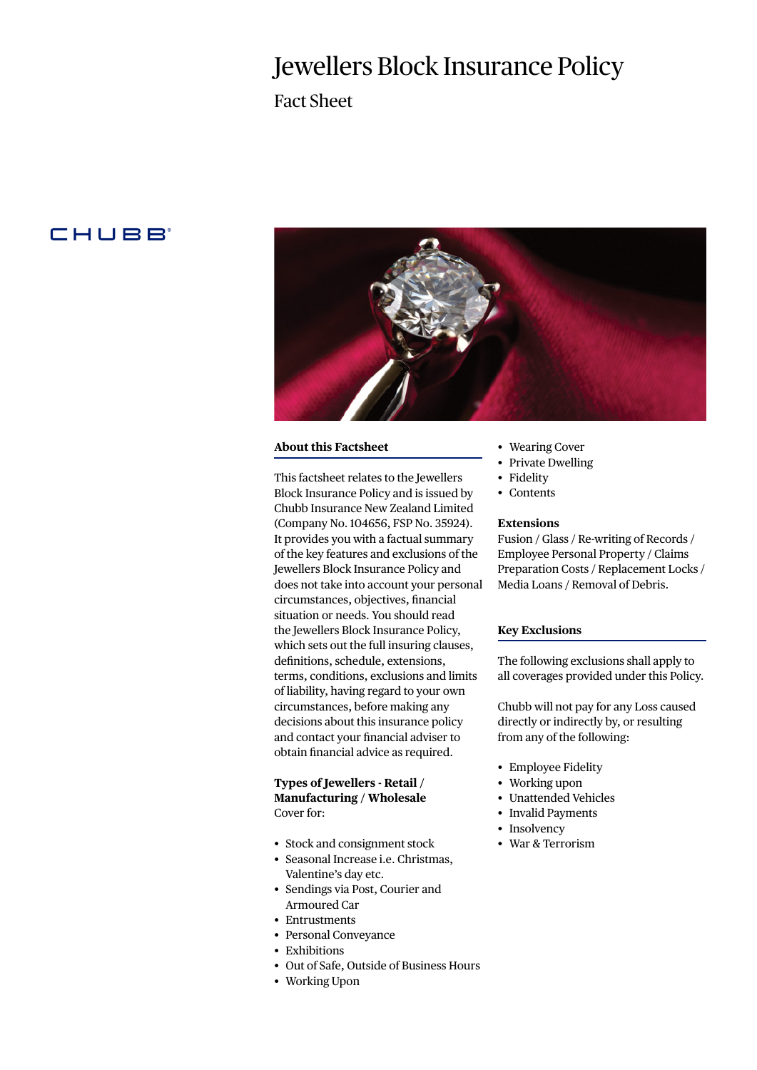# Jewellers Block Insurance Policy

## Fact Sheet

CHUBB

### About this Factsheet

This factsheet relates to the Jewellers Block Insurance Policy and is issued by Chubb Insurance New Zealand Limited (Company No. 104656, FSP No. 35924). It provides you with a factual summary of the key features and exclusions of the Jewellers Block Insurance Policy and does not take into account your personal circumstances, objectives, financial situation or needs. You should read the Jewellers Block Insurance Policy, which sets out the full insuring clauses, definitions, schedule, extensions, terms, conditions, exclusions and limits of liability, having regard to your own circumstances, before making any decisions about this insurance policy and contact your financial adviser to obtain financial advice as required.

**Types of Jewellers - Retail / Manufacturing / Wholesale**
Cover for:

- Stock and consignment stock
- Seasonal Increase i.e. Christmas, Valentine's day etc.
- Sendings via Post, Courier and Armoured Car
- Entrustments
- Personal Conveyance
- Exhibitions
- Out of Safe, Outside of Business Hours
- Working Upon
- Wearing Cover
- Private Dwelling
- Fidelity
- Contents

**Extensions**
Fusion / Glass / Re-writing of Records / Employee Personal Property / Claims Preparation Costs / Replacement Locks / Media Loans / Removal of Debris.

### Key Exclusions

The following exclusions shall apply to all coverages provided under this Policy.

Chubb will not pay for any Loss caused directly or indirectly by, or resulting from any of the following:

- Employee Fidelity
- Working upon
- Unattended Vehicles
- Invalid Payments
- Insolvency
- War & Terrorism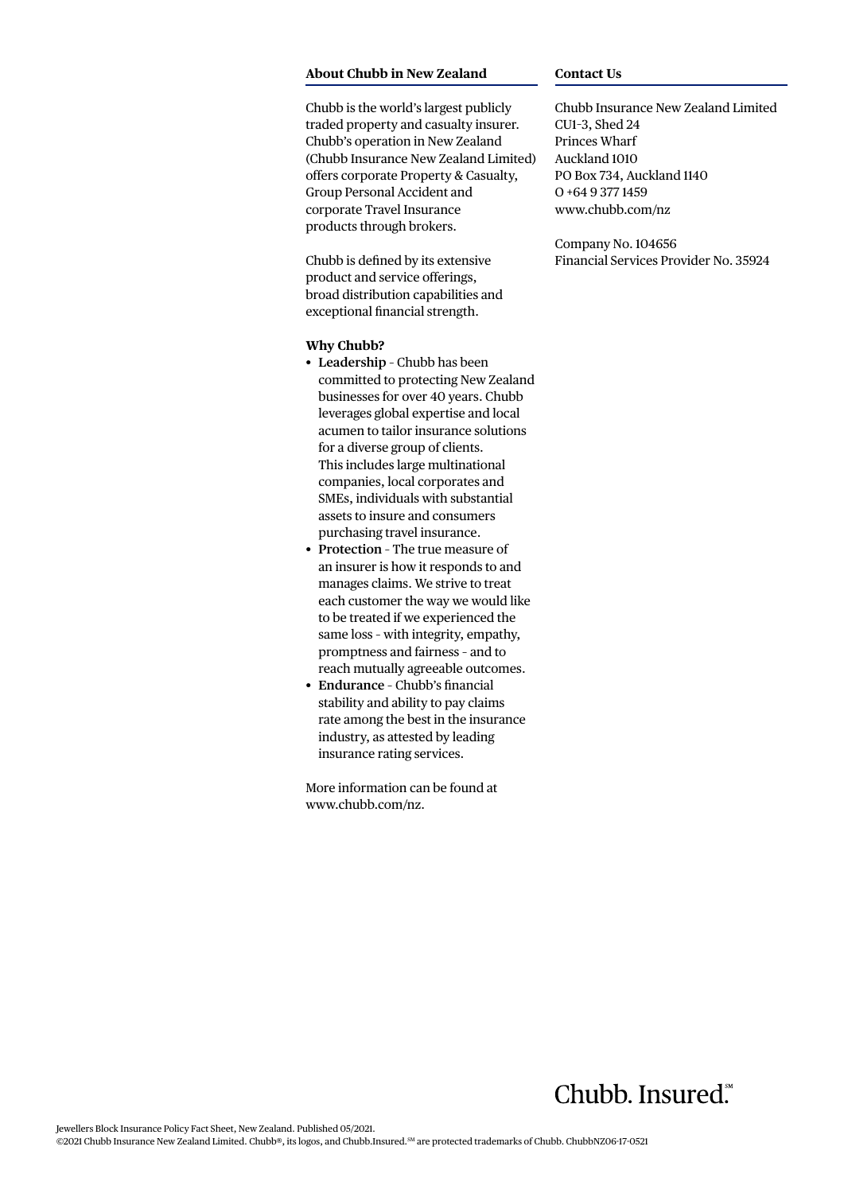## About Chubb in New Zealand

Chubb is the world's largest publicly traded property and casualty insurer. Chubb's operation in New Zealand (Chubb Insurance New Zealand Limited) offers corporate Property & Casualty, Group Personal Accident and corporate Travel Insurance products through brokers.

Chubb is defined by its extensive product and service offerings, broad distribution capabilities and exceptional financial strength.

**Why Chubb?**

- **Leadership** – Chubb has been committed to protecting New Zealand businesses for over 40 years. Chubb leverages global expertise and local acumen to tailor insurance solutions for a diverse group of clients. This includes large multinational companies, local corporates and SMEs, individuals with substantial assets to insure and consumers purchasing travel insurance.
- **Protection** – The true measure of an insurer is how it responds to and manages claims. We strive to treat each customer the way we would like to be treated if we experienced the same loss – with integrity, empathy, promptness and fairness – and to reach mutually agreeable outcomes.
- **Endurance** – Chubb's financial stability and ability to pay claims rate among the best in the insurance industry, as attested by leading insurance rating services.

More information can be found at www.chubb.com/nz.

## Contact Us

Chubb Insurance New Zealand Limited
CU1-3, Shed 24
Princes Wharf
Auckland 1010
PO Box 734, Auckland 1140
O +64 9 377 1459
www.chubb.com/nz

Company No. 104656
Financial Services Provider No. 35924

Chubb. Insured.℠

Jewellers Block Insurance Policy Fact Sheet, New Zealand. Published 05/2021.
©2021 Chubb Insurance New Zealand Limited. Chubb®, its logos, and Chubb.Insured.℠ are protected trademarks of Chubb. ChubbNZ06-17-0521